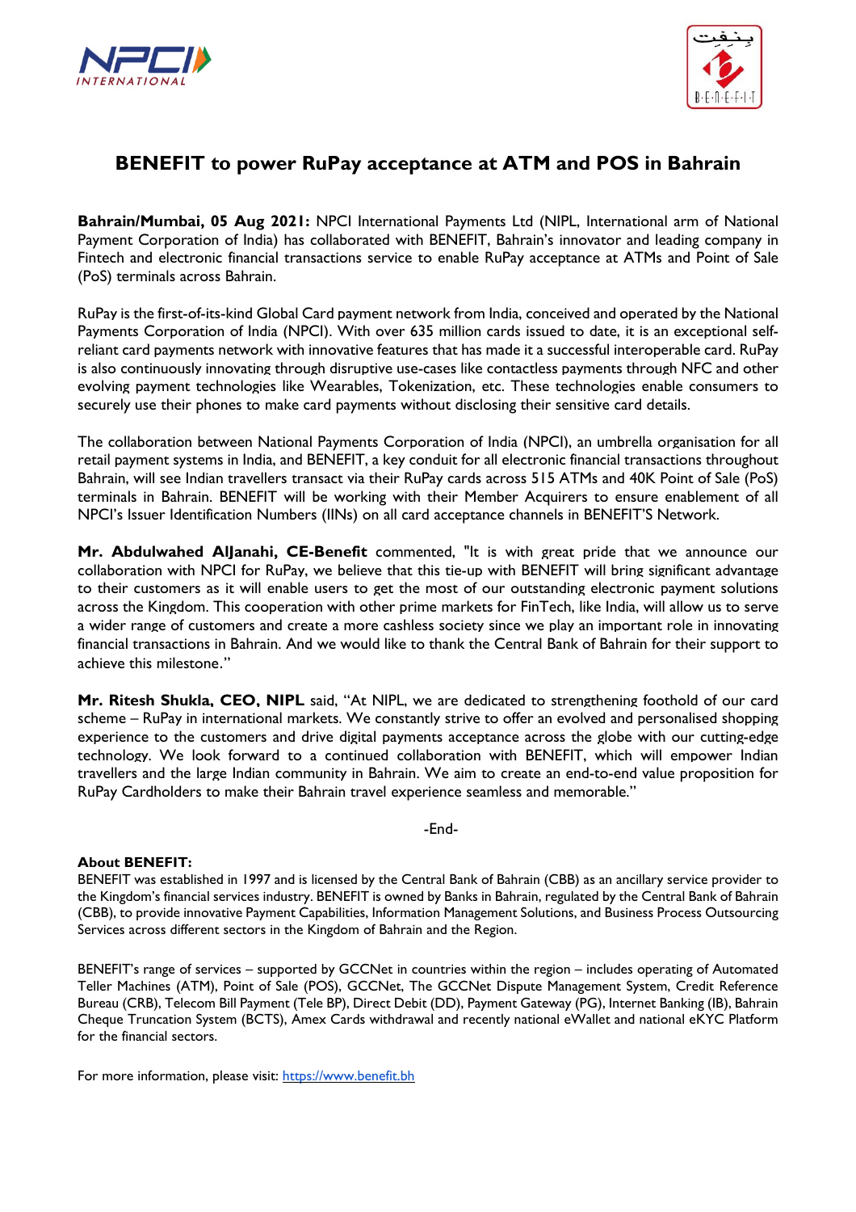# BENEFIT to power RuPay acceptance at ATM and POS in Bahrain

**Bahrain/Mumbai, 05 Aug 2021:** NPCI International Payments Ltd (NIPL, International arm of National Payment Corporation of India) has collaborated with BENEFIT, Bahrain's innovator and leading company in Fintech and electronic financial transactions service to enable RuPay acceptance at ATMs and Point of Sale (PoS) terminals across Bahrain.

RuPay is the first-of-its-kind Global Card payment network from India, conceived and operated by the National Payments Corporation of India (NPCI). With over 635 million cards issued to date, it is an exceptional self-reliant card payments network with innovative features that has made it a successful interoperable card. RuPay is also continuously innovating through disruptive use-cases like contactless payments through NFC and other evolving payment technologies like Wearables, Tokenization, etc. These technologies enable consumers to securely use their phones to make card payments without disclosing their sensitive card details.

The collaboration between National Payments Corporation of India (NPCI), an umbrella organisation for all retail payment systems in India, and BENEFIT, a key conduit for all electronic financial transactions throughout Bahrain, will see Indian travellers transact via their RuPay cards across 515 ATMs and 40K Point of Sale (PoS) terminals in Bahrain. BENEFIT will be working with their Member Acquirers to ensure enablement of all NPCI's Issuer Identification Numbers (IINs) on all card acceptance channels in BENEFIT'S Network.

**Mr. Abdulwahed AlJanahi, CE-Benefit** commented, "It is with great pride that we announce our collaboration with NPCI for RuPay, we believe that this tie-up with BENEFIT will bring significant advantage to their customers as it will enable users to get the most of our outstanding electronic payment solutions across the Kingdom. This cooperation with other prime markets for FinTech, like India, will allow us to serve a wider range of customers and create a more cashless society since we play an important role in innovating financial transactions in Bahrain. And we would like to thank the Central Bank of Bahrain for their support to achieve this milestone."

**Mr. Ritesh Shukla, CEO, NIPL** said, "At NIPL, we are dedicated to strengthening foothold of our card scheme – RuPay in international markets. We constantly strive to offer an evolved and personalised shopping experience to the customers and drive digital payments acceptance across the globe with our cutting-edge technology. We look forward to a continued collaboration with BENEFIT, which will empower Indian travellers and the large Indian community in Bahrain. We aim to create an end-to-end value proposition for RuPay Cardholders to make their Bahrain travel experience seamless and memorable."

-End-

**About BENEFIT:**

BENEFIT was established in 1997 and is licensed by the Central Bank of Bahrain (CBB) as an ancillary service provider to the Kingdom's financial services industry. BENEFIT is owned by Banks in Bahrain, regulated by the Central Bank of Bahrain (CBB), to provide innovative Payment Capabilities, Information Management Solutions, and Business Process Outsourcing Services across different sectors in the Kingdom of Bahrain and the Region.

BENEFIT's range of services – supported by GCCNet in countries within the region – includes operating of Automated Teller Machines (ATM), Point of Sale (POS), GCCNet, The GCCNet Dispute Management System, Credit Reference Bureau (CRB), Telecom Bill Payment (Tele BP), Direct Debit (DD), Payment Gateway (PG), Internet Banking (IB), Bahrain Cheque Truncation System (BCTS), Amex Cards withdrawal and recently national eWallet and national eKYC Platform for the financial sectors.

For more information, please visit: https://www.benefit.bh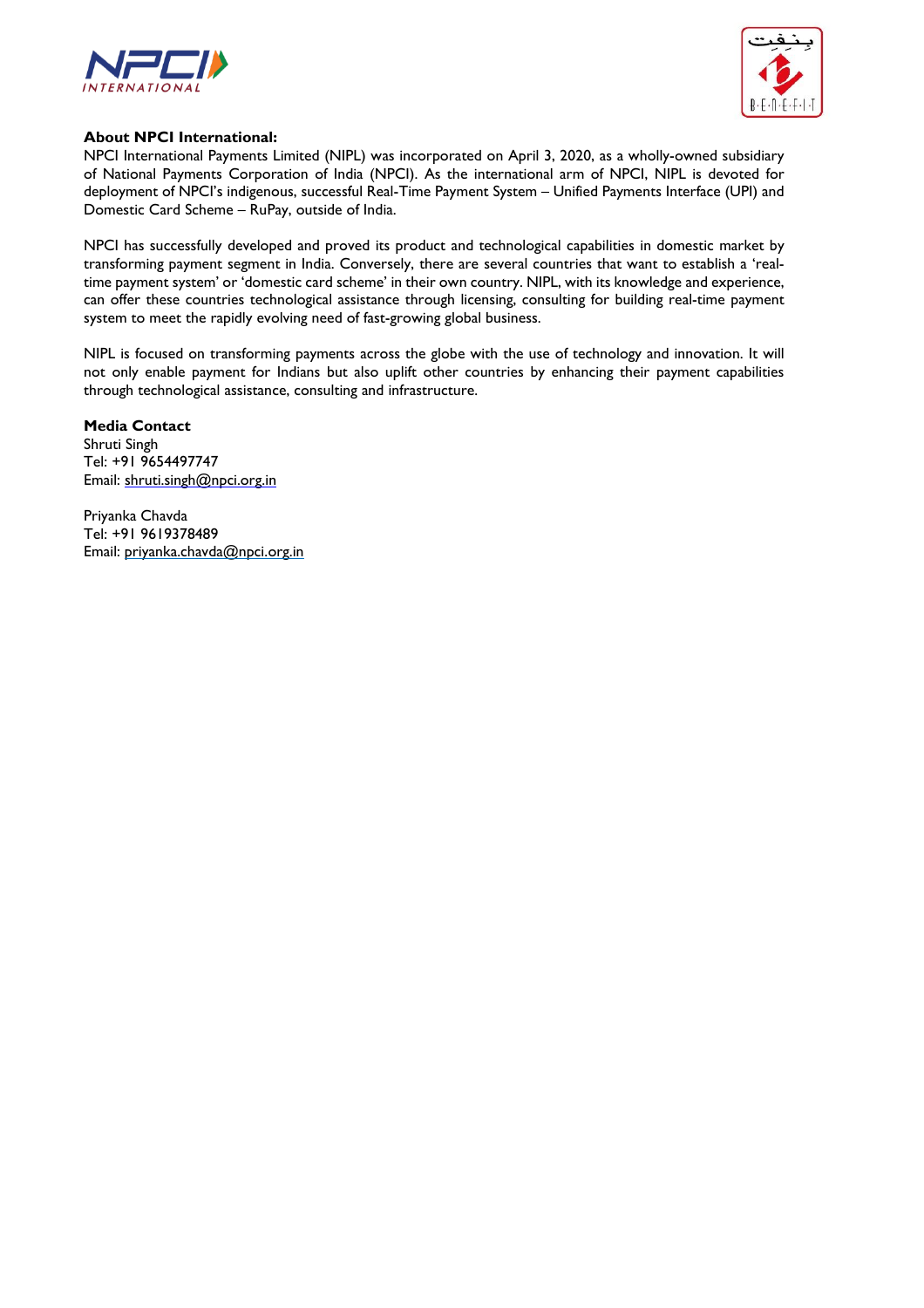**About NPCI International:**

NPCI International Payments Limited (NIPL) was incorporated on April 3, 2020, as a wholly-owned subsidiary of National Payments Corporation of India (NPCI). As the international arm of NPCI, NIPL is devoted for deployment of NPCI's indigenous, successful Real-Time Payment System – Unified Payments Interface (UPI) and Domestic Card Scheme – RuPay, outside of India.

NPCI has successfully developed and proved its product and technological capabilities in domestic market by transforming payment segment in India. Conversely, there are several countries that want to establish a 'real-time payment system' or 'domestic card scheme' in their own country. NIPL, with its knowledge and experience, can offer these countries technological assistance through licensing, consulting for building real-time payment system to meet the rapidly evolving need of fast-growing global business.

NIPL is focused on transforming payments across the globe with the use of technology and innovation. It will not only enable payment for Indians but also uplift other countries by enhancing their payment capabilities through technological assistance, consulting and infrastructure.

**Media Contact**

Shruti Singh
Tel: +91 9654497747
Email: shruti.singh@npci.org.in

Priyanka Chavda
Tel: +91 9619378489
Email: priyanka.chavda@npci.org.in